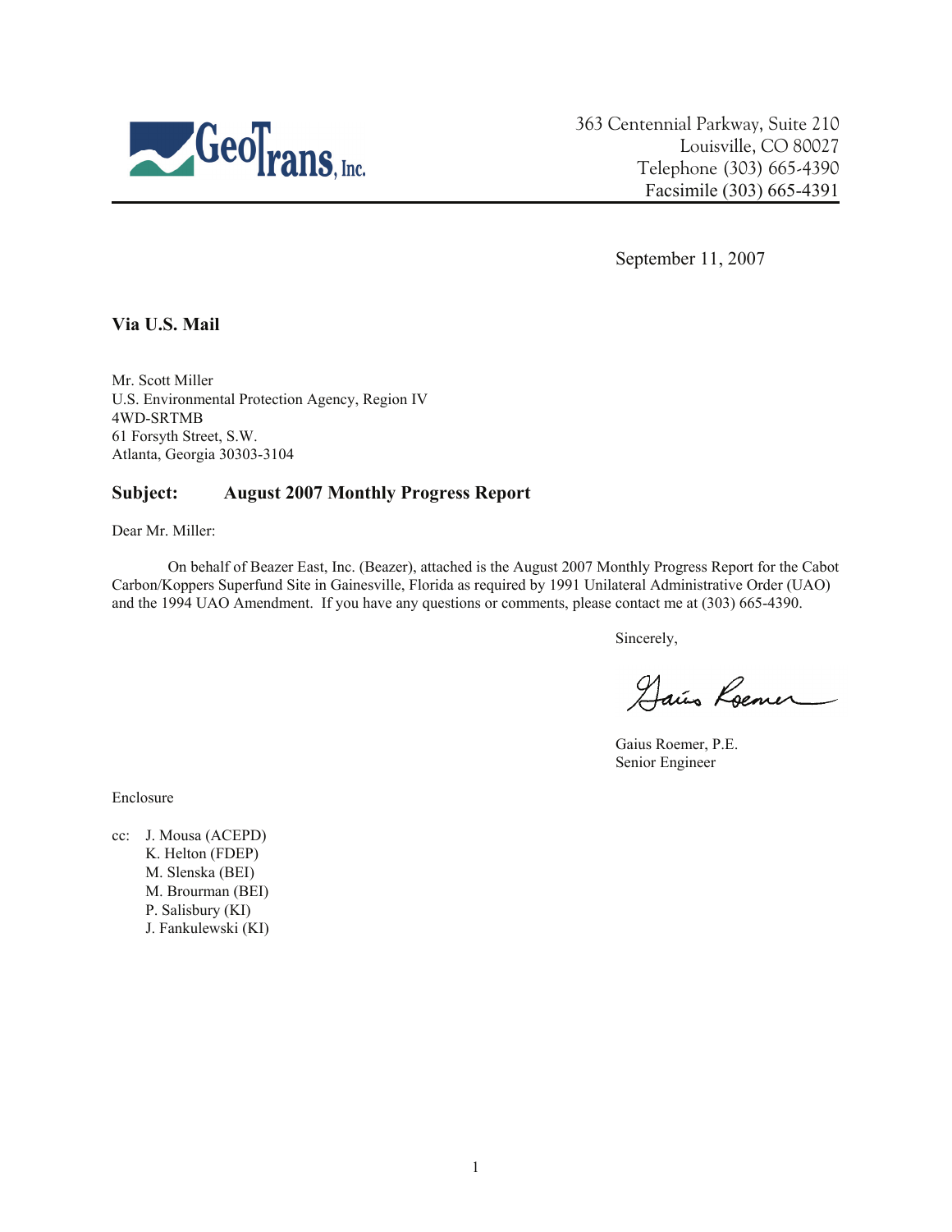GeoTrans, Inc.

363 Centennial Parkway, Suite 210
Louisville, CO 80027
Telephone (303) 665-4390
Facsimile (303) 665-4391

September 11, 2007

**Via U.S. Mail**

Mr. Scott Miller
U.S. Environmental Protection Agency, Region IV
4WD-SRTMB
61 Forsyth Street, S.W.
Atlanta, Georgia 30303-3104

**Subject: August 2007 Monthly Progress Report**

Dear Mr. Miller:

On behalf of Beazer East, Inc. (Beazer), attached is the August 2007 Monthly Progress Report for the Cabot Carbon/Koppers Superfund Site in Gainesville, Florida as required by 1991 Unilateral Administrative Order (UAO) and the 1994 UAO Amendment. If you have any questions or comments, please contact me at (303) 665-4390.

Sincerely,

Gaius Roemer, P.E.
Senior Engineer

Enclosure

cc: J. Mousa (ACEPD)
K. Helton (FDEP)
M. Slenska (BEI)
M. Brourman (BEI)
P. Salisbury (KI)
J. Fankulewski (KI)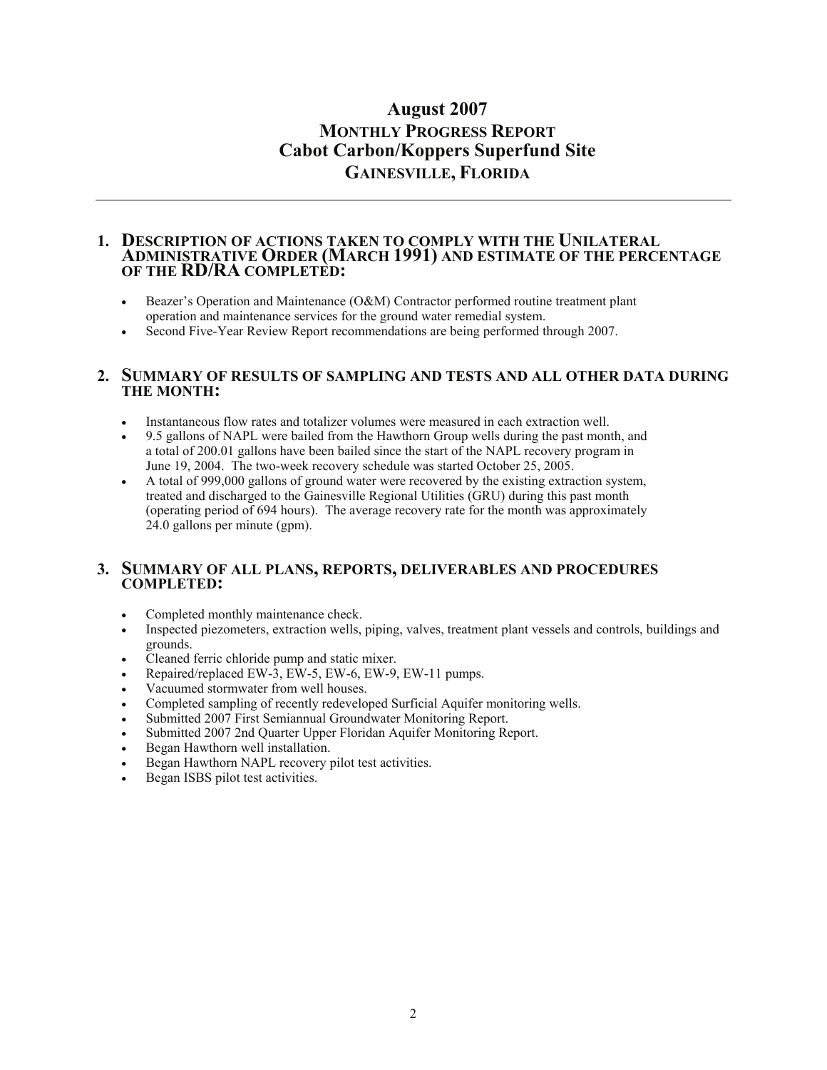# August 2007
## MONTHLY PROGRESS REPORT
## Cabot Carbon/Koppers Superfund Site
## GAINESVILLE, FLORIDA

---

### 1. DESCRIPTION OF ACTIONS TAKEN TO COMPLY WITH THE UNILATERAL ADMINISTRATIVE ORDER (MARCH 1991) AND ESTIMATE OF THE PERCENTAGE OF THE RD/RA COMPLETED:

- Beazer's Operation and Maintenance (O&M) Contractor performed routine treatment plant operation and maintenance services for the ground water remedial system.
- Second Five-Year Review Report recommendations are being performed through 2007.

### 2. SUMMARY OF RESULTS OF SAMPLING AND TESTS AND ALL OTHER DATA DURING THE MONTH:

- Instantaneous flow rates and totalizer volumes were measured in each extraction well.
- 9.5 gallons of NAPL were bailed from the Hawthorn Group wells during the past month, and a total of 200.01 gallons have been bailed since the start of the NAPL recovery program in June 19, 2004. The two-week recovery schedule was started October 25, 2005.
- A total of 999,000 gallons of ground water were recovered by the existing extraction system, treated and discharged to the Gainesville Regional Utilities (GRU) during this past month (operating period of 694 hours). The average recovery rate for the month was approximately 24.0 gallons per minute (gpm).

### 3. SUMMARY OF ALL PLANS, REPORTS, DELIVERABLES AND PROCEDURES COMPLETED:

- Completed monthly maintenance check.
- Inspected piezometers, extraction wells, piping, valves, treatment plant vessels and controls, buildings and grounds.
- Cleaned ferric chloride pump and static mixer.
- Repaired/replaced EW-3, EW-5, EW-6, EW-9, EW-11 pumps.
- Vacuumed stormwater from well houses.
- Completed sampling of recently redeveloped Surficial Aquifer monitoring wells.
- Submitted 2007 First Semiannual Groundwater Monitoring Report.
- Submitted 2007 2nd Quarter Upper Floridan Aquifer Monitoring Report.
- Began Hawthorn well installation.
- Began Hawthorn NAPL recovery pilot test activities.
- Began ISBS pilot test activities.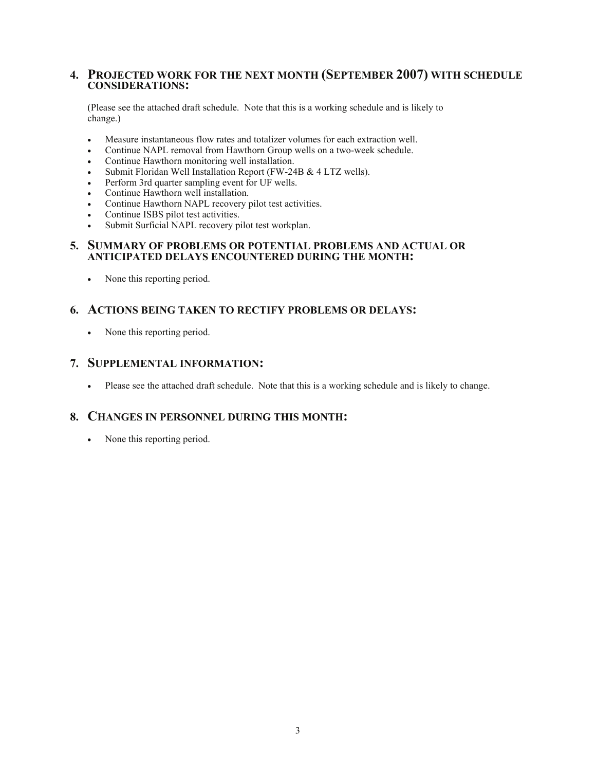## 4. Projected work for the next month (September 2007) with schedule considerations:

(Please see the attached draft schedule. Note that this is a working schedule and is likely to change.)

- Measure instantaneous flow rates and totalizer volumes for each extraction well.
- Continue NAPL removal from Hawthorn Group wells on a two-week schedule.
- Continue Hawthorn monitoring well installation.
- Submit Floridan Well Installation Report (FW-24B & 4 LTZ wells).
- Perform 3rd quarter sampling event for UF wells.
- Continue Hawthorn well installation.
- Continue Hawthorn NAPL recovery pilot test activities.
- Continue ISBS pilot test activities.
- Submit Surficial NAPL recovery pilot test workplan.

## 5. Summary of problems or potential problems and actual or anticipated delays encountered during the month:

- None this reporting period.

## 6. Actions being taken to rectify problems or delays:

- None this reporting period.

## 7. Supplemental information:

- Please see the attached draft schedule. Note that this is a working schedule and is likely to change.

## 8. Changes in personnel during this month:

- None this reporting period.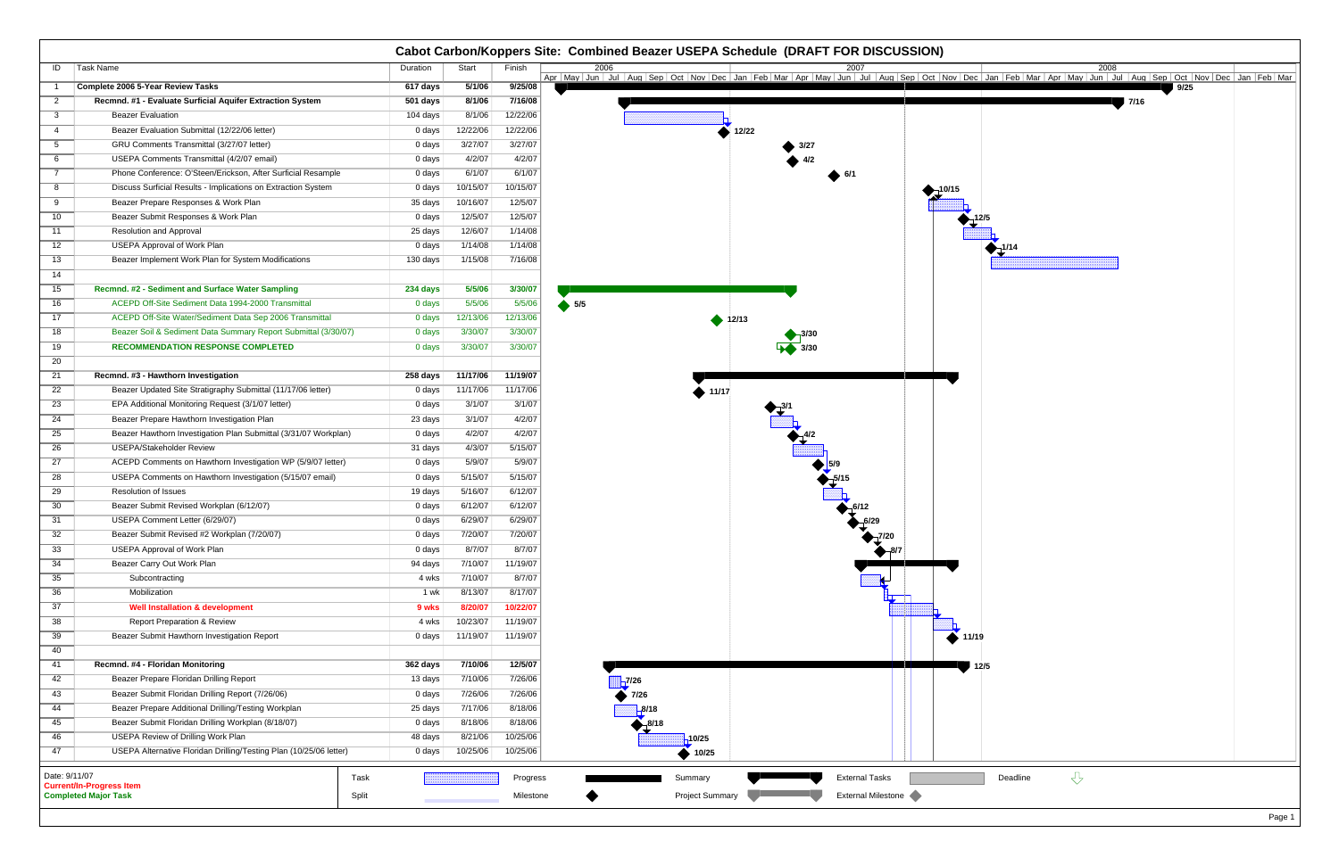# Cabot Carbon/Koppers Site: Combined Beazer USEPA Schedule (DRAFT FOR DISCUSSION)

| ID | Task Name | Duration | Start | Finish |
|---|---|---|---|---|
| 1 | **Complete 2006 5-Year Review Tasks** | **617 days** | **5/1/06** | **9/25/08** |
| 2 | **Recmnd. #1 - Evaluate Surficial Aquifer Extraction System** | **501 days** | **8/1/06** | **7/16/08** |
| 3 | Beazer Evaluation | 104 days | 8/1/06 | 12/22/06 |
| 4 | Beazer Evaluation Submittal (12/22/06 letter) | 0 days | 12/22/06 | 12/22/06 |
| 5 | GRU Comments Transmittal (3/27/07 letter) | 0 days | 3/27/07 | 3/27/07 |
| 6 | USEPA Comments Transmittal (4/2/07 email) | 0 days | 4/2/07 | 4/2/07 |
| 7 | Phone Conference: O'Steen/Erickson, After Surficial Resample | 0 days | 6/1/07 | 6/1/07 |
| 8 | Discuss Surficial Results - Implications on Extraction System | 0 days | 10/15/07 | 10/15/07 |
| 9 | Beazer Prepare Responses & Work Plan | 35 days | 10/16/07 | 12/5/07 |
| 10 | Beazer Submit Responses & Work Plan | 0 days | 12/5/07 | 12/5/07 |
| 11 | Resolution and Approval | 25 days | 12/6/07 | 1/14/08 |
| 12 | USEPA Approval of Work Plan | 0 days | 1/14/08 | 1/14/08 |
| 13 | Beazer Implement Work Plan for System Modifications | 130 days | 1/15/08 | 7/16/08 |
| 14 | | | | |
| 15 | **Recmnd. #2 - Sediment and Surface Water Sampling** | **234 days** | **5/5/06** | **3/30/07** |
| 16 | ACEPD Off-Site Sediment Data 1994-2000 Transmittal | 0 days | 5/5/06 | 5/5/06 |
| 17 | ACEPD Off-Site Water/Sediment Data Sep 2006 Transmittal | 0 days | 12/13/06 | 12/13/06 |
| 18 | Beazer Soil & Sediment Data Summary Report Submittal (3/30/07) | 0 days | 3/30/07 | 3/30/07 |
| 19 | **RECOMMENDATION RESPONSE COMPLETED** | 0 days | 3/30/07 | 3/30/07 |
| 20 | | | | |
| 21 | **Recmnd. #3 - Hawthorn Investigation** | **258 days** | **11/17/06** | **11/19/07** |
| 22 | Beazer Updated Site Stratigraphy Submittal (11/17/06 letter) | 0 days | 11/17/06 | 11/17/06 |
| 23 | EPA Additional Monitoring Request (3/1/07 letter) | 0 days | 3/1/07 | 3/1/07 |
| 24 | Beazer Prepare Hawthorn Investigation Plan | 23 days | 3/1/07 | 4/2/07 |
| 25 | Beazer Hawthorn Investigation Plan Submittal (3/31/07 Workplan) | 0 days | 4/2/07 | 4/2/07 |
| 26 | USEPA/Stakeholder Review | 31 days | 4/3/07 | 5/15/07 |
| 27 | ACEPD Comments on Hawthorn Investigation WP (5/9/07 letter) | 0 days | 5/9/07 | 5/9/07 |
| 28 | USEPA Comments on Hawthorn Investigation (5/15/07 email) | 0 days | 5/15/07 | 5/15/07 |
| 29 | Resolution of Issues | 19 days | 5/16/07 | 6/12/07 |
| 30 | Beazer Submit Revised Workplan (6/12/07) | 0 days | 6/12/07 | 6/12/07 |
| 31 | USEPA Comment Letter (6/29/07) | 0 days | 6/29/07 | 6/29/07 |
| 32 | Beazer Submit Revised #2 Workplan (7/20/07) | 0 days | 7/20/07 | 7/20/07 |
| 33 | USEPA Approval of Work Plan | 0 days | 8/7/07 | 8/7/07 |
| 34 | Beazer Carry Out Work Plan | 94 days | 7/10/07 | 11/19/07 |
| 35 | Subcontracting | 4 wks | 7/10/07 | 8/7/07 |
| 36 | Mobilization | 1 wk | 8/13/07 | 8/17/07 |
| 37 | **Well Installation & development** | **9 wks** | **8/20/07** | **10/22/07** |
| 38 | Report Preparation & Review | 4 wks | 10/23/07 | 11/19/07 |
| 39 | Beazer Submit Hawthorn Investigation Report | 0 days | 11/19/07 | 11/19/07 |
| 40 | | | | |
| 41 | **Recmnd. #4 - Floridan Monitoring** | **362 days** | **7/10/06** | **12/5/07** |
| 42 | Beazer Prepare Floridan Drilling Report | 13 days | 7/10/06 | 7/26/06 |
| 43 | Beazer Submit Floridan Drilling Report (7/26/06) | 0 days | 7/26/06 | 7/26/06 |
| 44 | Beazer Prepare Additional Drilling/Testing Workplan | 25 days | 7/17/06 | 8/18/06 |
| 45 | Beazer Submit Floridan Drilling Workplan (8/18/07) | 0 days | 8/18/06 | 8/18/06 |
| 46 | USEPA Review of Drilling Work Plan | 48 days | 8/21/06 | 10/25/06 |
| 47 | USEPA Alternative Floridan Drilling/Testing Plan (10/25/06 letter) | 0 days | 10/25/06 | 10/25/06 |

Date: 9/11/07

**Current/In-Progress Item**

**Completed Major Task**

Legend: Task, Split, Progress, Milestone, Summary, Project Summary, External Tasks, External Milestone, Deadline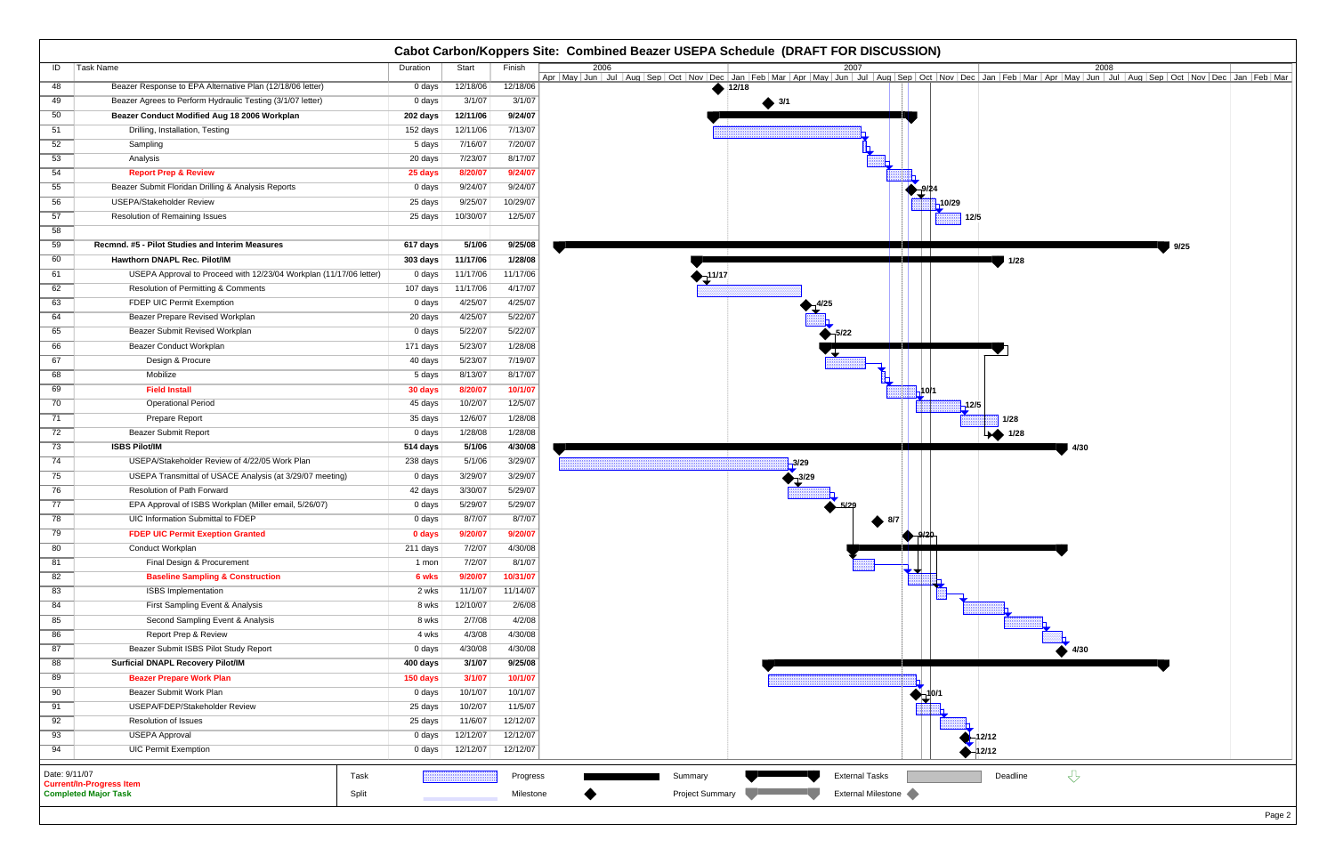# Cabot Carbon/Koppers Site: Combined Beazer USEPA Schedule (DRAFT FOR DISCUSSION)

| ID | Task Name | Duration | Start | Finish |
|---|---|---|---|---|
| 48 | Beazer Response to EPA Alternative Plan (12/18/06 letter) | 0 days | 12/18/06 | 12/18/06 |
| 49 | Beazer Agrees to Perform Hydraulic Testing (3/1/07 letter) | 0 days | 3/1/07 | 3/1/07 |
| 50 | **Beazer Conduct Modified Aug 18 2006 Workplan** | **202 days** | **12/11/06** | **9/24/07** |
| 51 | Drilling, Installation, Testing | 152 days | 12/11/06 | 7/13/07 |
| 52 | Sampling | 5 days | 7/16/07 | 7/20/07 |
| 53 | Analysis | 20 days | 7/23/07 | 8/17/07 |
| 54 | **Report Prep & Review** | **25 days** | **8/20/07** | **9/24/07** |
| 55 | Beazer Submit Floridan Drilling & Analysis Reports | 0 days | 9/24/07 | 9/24/07 |
| 56 | USEPA/Stakeholder Review | 25 days | 9/25/07 | 10/29/07 |
| 57 | Resolution of Remaining Issues | 25 days | 10/30/07 | 12/5/07 |
| 58 | | | | |
| 59 | **Recmnd. #5 - Pilot Studies and Interim Measures** | **617 days** | **5/1/06** | **9/25/08** |
| 60 | **Hawthorn DNAPL Rec. Pilot/IM** | **303 days** | **11/17/06** | **1/28/08** |
| 61 | USEPA Approval to Proceed with 12/23/04 Workplan (11/17/06 letter) | 0 days | 11/17/06 | 11/17/06 |
| 62 | Resolution of Permitting & Comments | 107 days | 11/17/06 | 4/17/07 |
| 63 | FDEP UIC Permit Exemption | 0 days | 4/25/07 | 4/25/07 |
| 64 | Beazer Prepare Revised Workplan | 20 days | 4/25/07 | 5/22/07 |
| 65 | Beazer Submit Revised Workplan | 0 days | 5/22/07 | 5/22/07 |
| 66 | Beazer Conduct Workplan | 171 days | 5/23/07 | 1/28/08 |
| 67 | Design & Procure | 40 days | 5/23/07 | 7/19/07 |
| 68 | Mobilize | 5 days | 8/13/07 | 8/17/07 |
| 69 | **Field Install** | **30 days** | **8/20/07** | **10/1/07** |
| 70 | Operational Period | 45 days | 10/2/07 | 12/5/07 |
| 71 | Prepare Report | 35 days | 12/6/07 | 1/28/08 |
| 72 | Beazer Submit Report | 0 days | 1/28/08 | 1/28/08 |
| 73 | **ISBS Pilot/IM** | **514 days** | **5/1/06** | **4/30/08** |
| 74 | USEPA/Stakeholder Review of 4/22/05 Work Plan | 238 days | 5/1/06 | 3/29/07 |
| 75 | USEPA Transmittal of USACE Analysis (at 3/29/07 meeting) | 0 days | 3/29/07 | 3/29/07 |
| 76 | Resolution of Path Forward | 42 days | 3/30/07 | 5/29/07 |
| 77 | EPA Approval of ISBS Workplan (Miller email, 5/26/07) | 0 days | 5/29/07 | 5/29/07 |
| 78 | UIC Information Submittal to FDEP | 0 days | 8/7/07 | 8/7/07 |
| 79 | **FDEP UIC Permit Exeption Granted** | **0 days** | **9/20/07** | **9/20/07** |
| 80 | Conduct Workplan | 211 days | 7/2/07 | 4/30/08 |
| 81 | Final Design & Procurement | 1 mon | 7/2/07 | 8/1/07 |
| 82 | **Baseline Sampling & Construction** | **6 wks** | **9/20/07** | **10/31/07** |
| 83 | ISBS Implementation | 2 wks | 11/1/07 | 11/14/07 |
| 84 | First Sampling Event & Analysis | 8 wks | 12/10/07 | 2/6/08 |
| 85 | Second Sampling Event & Analysis | 8 wks | 2/7/08 | 4/2/08 |
| 86 | Report Prep & Review | 4 wks | 4/3/08 | 4/30/08 |
| 87 | Beazer Submit ISBS Pilot Study Report | 0 days | 4/30/08 | 4/30/08 |
| 88 | **Surficial DNAPL Recovery Pilot/IM** | **400 days** | **3/1/07** | **9/25/08** |
| 89 | **Beazer Prepare Work Plan** | **150 days** | **3/1/07** | **10/1/07** |
| 90 | Beazer Submit Work Plan | 0 days | 10/1/07 | 10/1/07 |
| 91 | USEPA/FDEP/Stakeholder Review | 25 days | 10/2/07 | 11/5/07 |
| 92 | Resolution of Issues | 25 days | 11/6/07 | 12/12/07 |
| 93 | USEPA Approval | 0 days | 12/12/07 | 12/12/07 |
| 94 | UIC Permit Exemption | 0 days | 12/12/07 | 12/12/07 |

Date: 9/11/07
**Current/In-Progress Item**
**Completed Major Task**

Legend: Task, Split, Progress, Milestone, Summary, Project Summary, External Tasks, External Milestone, Deadline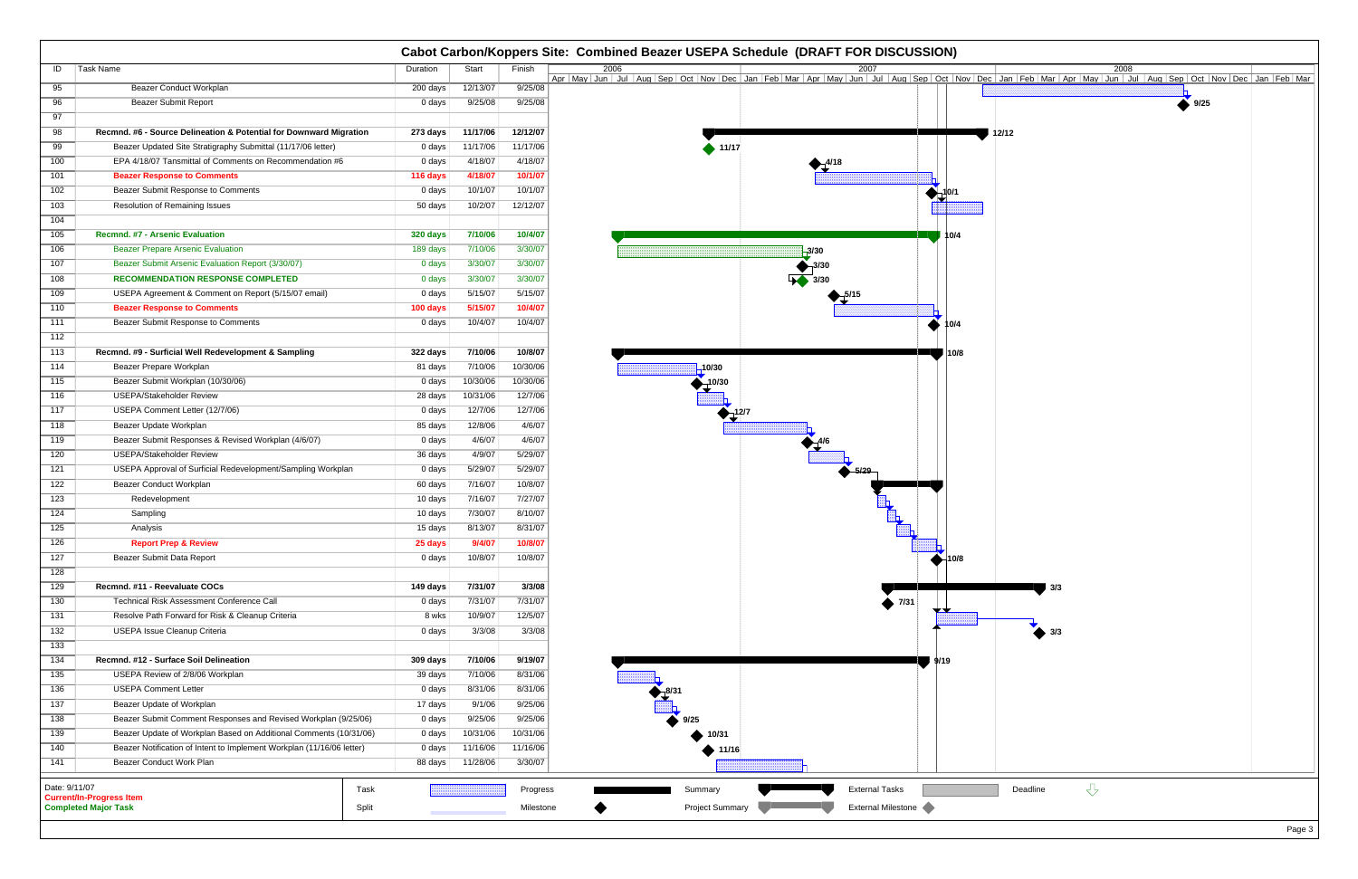# Cabot Carbon/Koppers Site: Combined Beazer USEPA Schedule (DRAFT FOR DISCUSSION)

| ID | Task Name | Duration | Start | Finish |
|---|---|---|---|---|
| 95 | Beazer Conduct Workplan | 200 days | 12/13/07 | 9/25/08 |
| 96 | Beazer Submit Report | 0 days | 9/25/08 | 9/25/08 |
| 97 | | | | |
| 98 | **Recmnd. #6 - Source Delineation & Potential for Downward Migration** | **273 days** | **11/17/06** | **12/12/07** |
| 99 | Beazer Updated Site Stratigraphy Submittal (11/17/06 letter) | 0 days | 11/17/06 | 11/17/06 |
| 100 | EPA 4/18/07 Tansmittal of Comments on Recommendation #6 | 0 days | 4/18/07 | 4/18/07 |
| 101 | **Beazer Response to Comments** | **116 days** | **4/18/07** | **10/1/07** |
| 102 | Beazer Submit Response to Comments | 0 days | 10/1/07 | 10/1/07 |
| 103 | Resolution of Remaining Issues | 50 days | 10/2/07 | 12/12/07 |
| 104 | | | | |
| 105 | **Recmnd. #7 - Arsenic Evaluation** | **320 days** | **7/10/06** | **10/4/07** |
| 106 | Beazer Prepare Arsenic Evaluation | 189 days | 7/10/06 | 3/30/07 |
| 107 | Beazer Submit Arsenic Evaluation Report (3/30/07) | 0 days | 3/30/07 | 3/30/07 |
| 108 | **RECOMMENDATION RESPONSE COMPLETED** | **0 days** | **3/30/07** | **3/30/07** |
| 109 | USEPA Agreement & Comment on Report (5/15/07 email) | 0 days | 5/15/07 | 5/15/07 |
| 110 | **Beazer Response to Comments** | **100 days** | **5/15/07** | **10/4/07** |
| 111 | Beazer Submit Response to Comments | 0 days | 10/4/07 | 10/4/07 |
| 112 | | | | |
| 113 | **Recmnd. #9 - Surficial Well Redevelopment & Sampling** | **322 days** | **7/10/06** | **10/8/07** |
| 114 | Beazer Prepare Workplan | 81 days | 7/10/06 | 10/30/06 |
| 115 | Beazer Submit Workplan (10/30/06) | 0 days | 10/30/06 | 10/30/06 |
| 116 | USEPA/Stakeholder Review | 28 days | 10/31/06 | 12/7/06 |
| 117 | USEPA Comment Letter (12/7/06) | 0 days | 12/7/06 | 12/7/06 |
| 118 | Beazer Update Workplan | 85 days | 12/8/06 | 4/6/07 |
| 119 | Beazer Submit Responses & Revised Workplan (4/6/07) | 0 days | 4/6/07 | 4/6/07 |
| 120 | USEPA/Stakeholder Review | 36 days | 4/9/07 | 5/29/07 |
| 121 | USEPA Approval of Surficial Redevelopment/Sampling Workplan | 0 days | 5/29/07 | 5/29/07 |
| 122 | Beazer Conduct Workplan | 60 days | 7/16/07 | 10/8/07 |
| 123 | Redevelopment | 10 days | 7/16/07 | 7/27/07 |
| 124 | Sampling | 10 days | 7/30/07 | 8/10/07 |
| 125 | Analysis | 15 days | 8/13/07 | 8/31/07 |
| 126 | **Report Prep & Review** | **25 days** | **9/4/07** | **10/8/07** |
| 127 | Beazer Submit Data Report | 0 days | 10/8/07 | 10/8/07 |
| 128 | | | | |
| 129 | **Recmnd. #11 - Reevaluate COCs** | **149 days** | **7/31/07** | **3/3/08** |
| 130 | Technical Risk Assessment Conference Call | 0 days | 7/31/07 | 7/31/07 |
| 131 | Resolve Path Forward for Risk & Cleanup Criteria | 8 wks | 10/9/07 | 12/5/07 |
| 132 | USEPA Issue Cleanup Criteria | 0 days | 3/3/08 | 3/3/08 |
| 133 | | | | |
| 134 | **Recmnd. #12 - Surface Soil Delineation** | **309 days** | **7/10/06** | **9/19/07** |
| 135 | USEPA Review of 2/8/06 Workplan | 39 days | 7/10/06 | 8/31/06 |
| 136 | USEPA Comment Letter | 0 days | 8/31/06 | 8/31/06 |
| 137 | Beazer Update of Workplan | 17 days | 9/1/06 | 9/25/06 |
| 138 | Beazer Submit Comment Responses and Revised Workplan (9/25/06) | 0 days | 9/25/06 | 9/25/06 |
| 139 | Beazer Update of Workplan Based on Additional Comments (10/31/06) | 0 days | 10/31/06 | 10/31/06 |
| 140 | Beazer Notification of Intent to Implement Workplan (11/16/06 letter) | 0 days | 11/16/06 | 11/16/06 |
| 141 | Beazer Conduct Work Plan | 88 days | 11/28/06 | 3/30/07 |

Date: 9/11/07

**Current/In-Progress Item**

**Completed Major Task**

Legend: Task, Split, Progress, Milestone, Summary, Project Summary, External Tasks, External Milestone, Deadline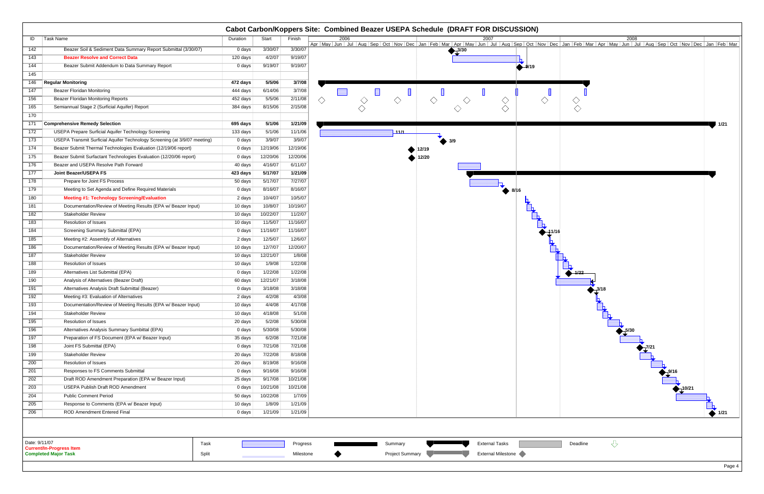# Cabot Carbon/Koppers Site: Combined Beazer USEPA Schedule (DRAFT FOR DISCUSSION)

| ID | Task Name | Duration | Start | Finish |
|---|---|---|---|---|
| 142 | Beazer Soil & Sediment Data Summary Report Submittal (3/30/07) | 0 days | 3/30/07 | 3/30/07 |
| 143 | **Beazer Resolve and Correct Data** | 120 days | 4/2/07 | 9/19/07 |
| 144 | Beazer Submit Addendum to Data Summary Report | 0 days | 9/19/07 | 9/19/07 |
| 145 | | | | |
| 146 | **Regular Monitoring** | **472 days** | **5/5/06** | **3/7/08** |
| 147 | Beazer Floridan Monitoring | 444 days | 6/14/06 | 3/7/08 |
| 156 | Beazer Floridan Monitoring Reports | 452 days | 5/5/06 | 2/11/08 |
| 165 | Semiannual Stage 2 (Surficial Aquifer) Report | 384 days | 8/15/06 | 2/15/08 |
| 170 | | | | |
| 171 | **Comprehensive Remedy Selection** | **695 days** | **5/1/06** | **1/21/09** |
| 172 | USEPA Prepare Surficial Aquifer Technology Screening | 133 days | 5/1/06 | 11/1/06 |
| 173 | USEPA Transmit Surficial Aquifer Technology Screening (at 3/9/07 meeting) | 0 days | 3/9/07 | 3/9/07 |
| 174 | Beazer Submit Thermal Technologies Evaluation (12/19/06 report) | 0 days | 12/19/06 | 12/19/06 |
| 175 | Beazer Submit Surfactant Technologies Evaluation (12/20/06 report) | 0 days | 12/20/06 | 12/20/06 |
| 176 | Beazer and USEPA Resolve Path Forward | 40 days | 4/16/07 | 6/11/07 |
| 177 | **Joint Beazer/USEPA FS** | **423 days** | **5/17/07** | **1/21/09** |
| 178 | Prepare for Joint FS Process | 50 days | 5/17/07 | 7/27/07 |
| 179 | Meeting to Set Agenda and Define Required Materials | 0 days | 8/16/07 | 8/16/07 |
| 180 | **Meeting #1: Technology Screening/Evaluation** | 2 days | 10/4/07 | 10/5/07 |
| 181 | Documentation/Review of Meeting Results (EPA w/ Beazer Input) | 10 days | 10/8/07 | 10/19/07 |
| 182 | Stakeholder Review | 10 days | 10/22/07 | 11/2/07 |
| 183 | Resolution of Issues | 10 days | 11/5/07 | 11/16/07 |
| 184 | Screening Summary Submittal (EPA) | 0 days | 11/16/07 | 11/16/07 |
| 185 | Meeting #2: Assembly of Alternatives | 2 days | 12/5/07 | 12/6/07 |
| 186 | Documentation/Review of Meeting Results (EPA w/ Beazer Input) | 10 days | 12/7/07 | 12/20/07 |
| 187 | Stakeholder Review | 10 days | 12/21/07 | 1/8/08 |
| 188 | Resolution of Issues | 10 days | 1/9/08 | 1/22/08 |
| 189 | Alternatives List Submittal (EPA) | 0 days | 1/22/08 | 1/22/08 |
| 190 | Analysis of Alternatives (Beazer Draft) | 60 days | 12/21/07 | 3/18/08 |
| 191 | Alternatives Analysis Draft Submittal (Beazer) | 0 days | 3/18/08 | 3/18/08 |
| 192 | Meeting #3: Evaluation of Alternatives | 2 days | 4/2/08 | 4/3/08 |
| 193 | Documentation/Review of Meeting Results (EPA w/ Beazer Input) | 10 days | 4/4/08 | 4/17/08 |
| 194 | Stakeholder Review | 10 days | 4/18/08 | 5/1/08 |
| 195 | Resolution of Issues | 20 days | 5/2/08 | 5/30/08 |
| 196 | Alternatives Analysis Summary Sumbittal (EPA) | 0 days | 5/30/08 | 5/30/08 |
| 197 | Preparation of FS Document (EPA w/ Beazer Input) | 35 days | 6/2/08 | 7/21/08 |
| 198 | Joint FS Submittal (EPA) | 0 days | 7/21/08 | 7/21/08 |
| 199 | Stakeholder Review | 20 days | 7/22/08 | 8/18/08 |
| 200 | Resolution of Issues | 20 days | 8/19/08 | 9/16/08 |
| 201 | Responses to FS Comments Submittal | 0 days | 9/16/08 | 9/16/08 |
| 202 | Draft ROD Amendment Preparation (EPA w/ Beazer Input) | 25 days | 9/17/08 | 10/21/08 |
| 203 | USEPA Publish Draft ROD Amendment | 0 days | 10/21/08 | 10/21/08 |
| 204 | Public Comment Period | 50 days | 10/22/08 | 1/7/09 |
| 205 | Response to Comments (EPA w/ Beazer Input) | 10 days | 1/8/09 | 1/21/09 |
| 206 | ROD Amendment Entered Final | 0 days | 1/21/09 | 1/21/09 |

2006 2007 2008
Apr May Jun Jul Aug Sep Oct Nov Dec Jan Feb Mar Apr May Jun Jul Aug Sep Oct Nov Dec Jan Feb Mar Apr May Jun Jul Aug Sep Oct Nov Dec Jan Feb Mar

3/30
9/19
1/21
11/1
3/9
12/19
12/20
8/16
11/16
1/22
3/18
5/30
7/21
9/16
10/21
1/21

Date: 9/11/07
**Current/In-Progress Item**
**Completed Major Task**

Task
Split
Progress
Milestone
Summary
Project Summary
External Tasks
External Milestone
Deadline